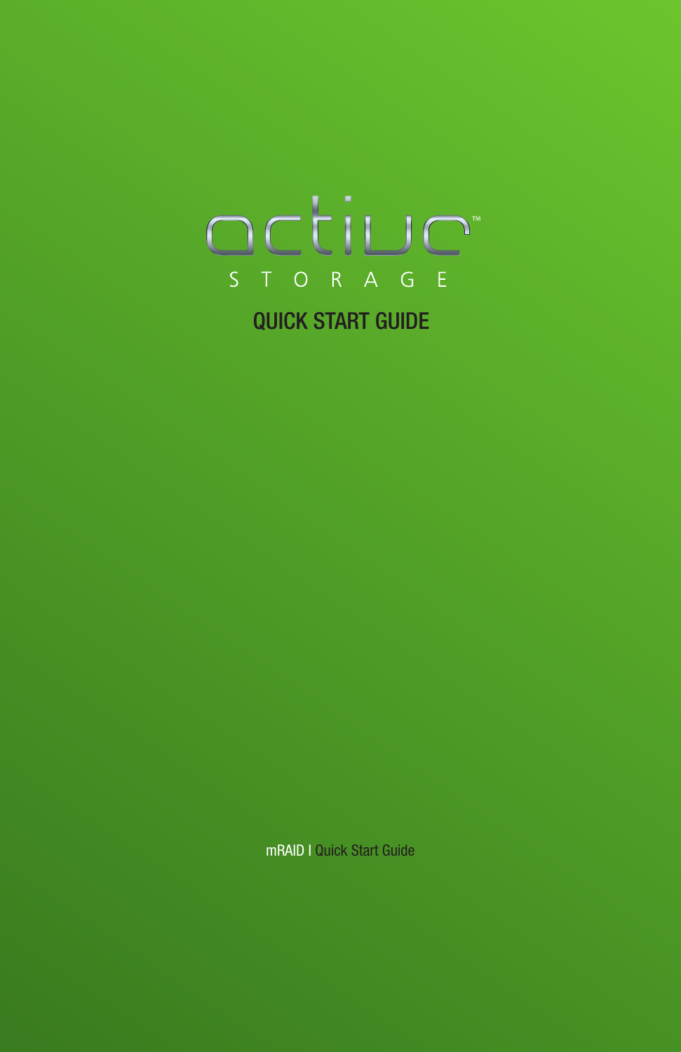# active™ STORAGE

## QUICK START GUIDE

mRAID | Quick Start Guide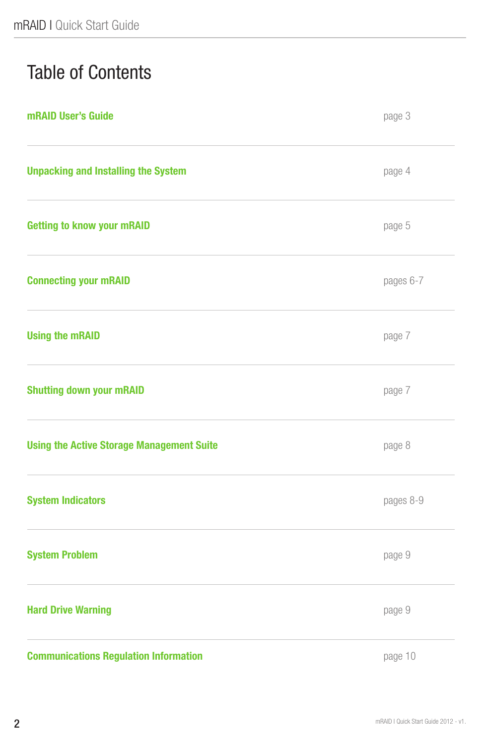# Table of Contents

| | |
|---|---|
| **mRAID User's Guide** | page 3 |
| **Unpacking and Installing the System** | page 4 |
| **Getting to know your mRAID** | page 5 |
| **Connecting your mRAID** | pages 6-7 |
| **Using the mRAID** | page 7 |
| **Shutting down your mRAID** | page 7 |
| **Using the Active Storage Management Suite** | page 8 |
| **System Indicators** | pages 8-9 |
| **System Problem** | page 9 |
| **Hard Drive Warning** | page 9 |
| **Communications Regulation Information** | page 10 |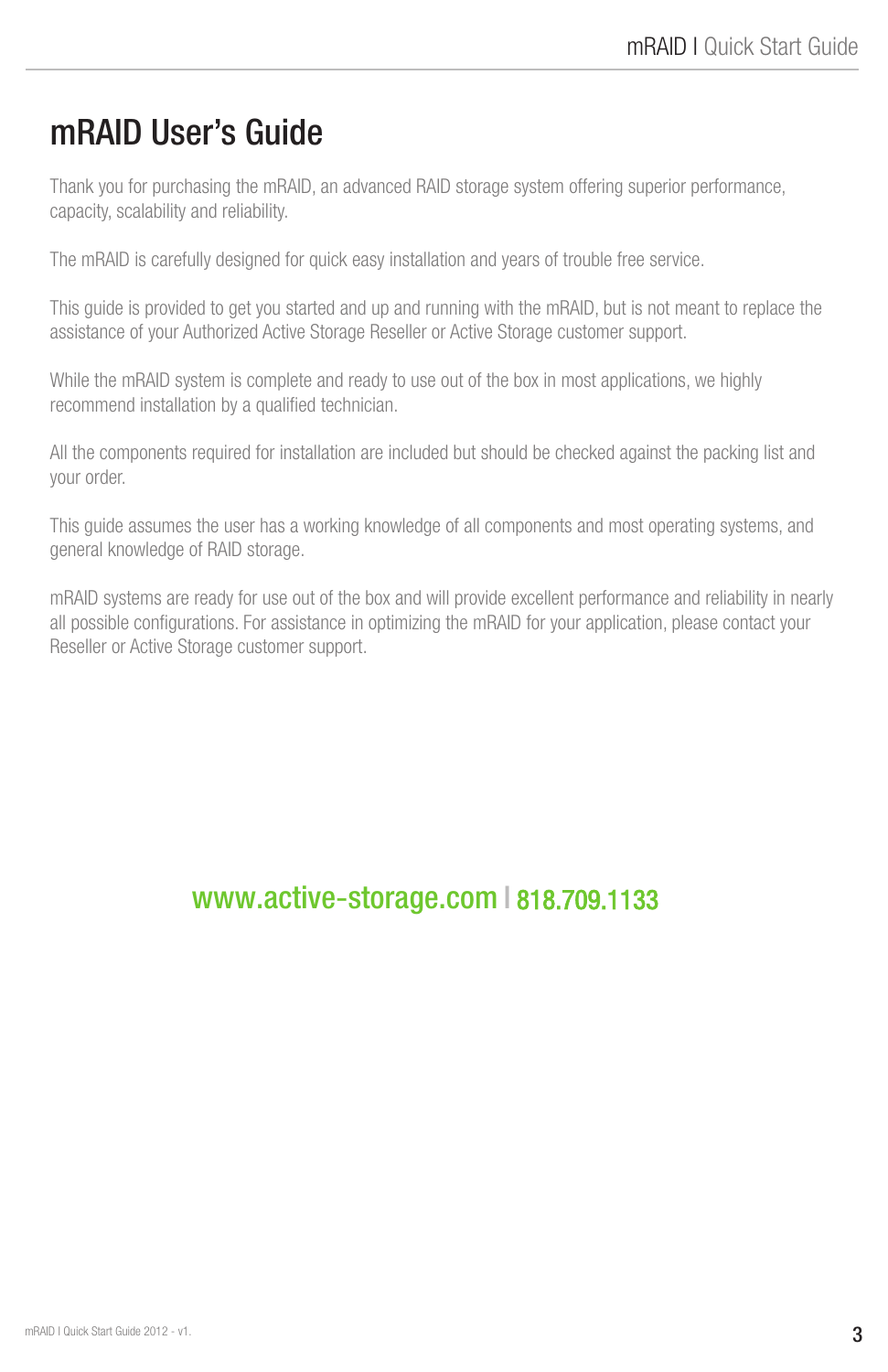# mRAID User's Guide

Thank you for purchasing the mRAID, an advanced RAID storage system offering superior performance, capacity, scalability and reliability.

The mRAID is carefully designed for quick easy installation and years of trouble free service.

This guide is provided to get you started and up and running with the mRAID, but is not meant to replace the assistance of your Authorized Active Storage Reseller or Active Storage customer support.

While the mRAID system is complete and ready to use out of the box in most applications, we highly recommend installation by a qualified technician.

All the components required for installation are included but should be checked against the packing list and your order.

This guide assumes the user has a working knowledge of all components and most operating systems, and general knowledge of RAID storage.

mRAID systems are ready for use out of the box and will provide excellent performance and reliability in nearly all possible configurations. For assistance in optimizing the mRAID for your application, please contact your Reseller or Active Storage customer support.

www.active-storage.com | 818.709.1133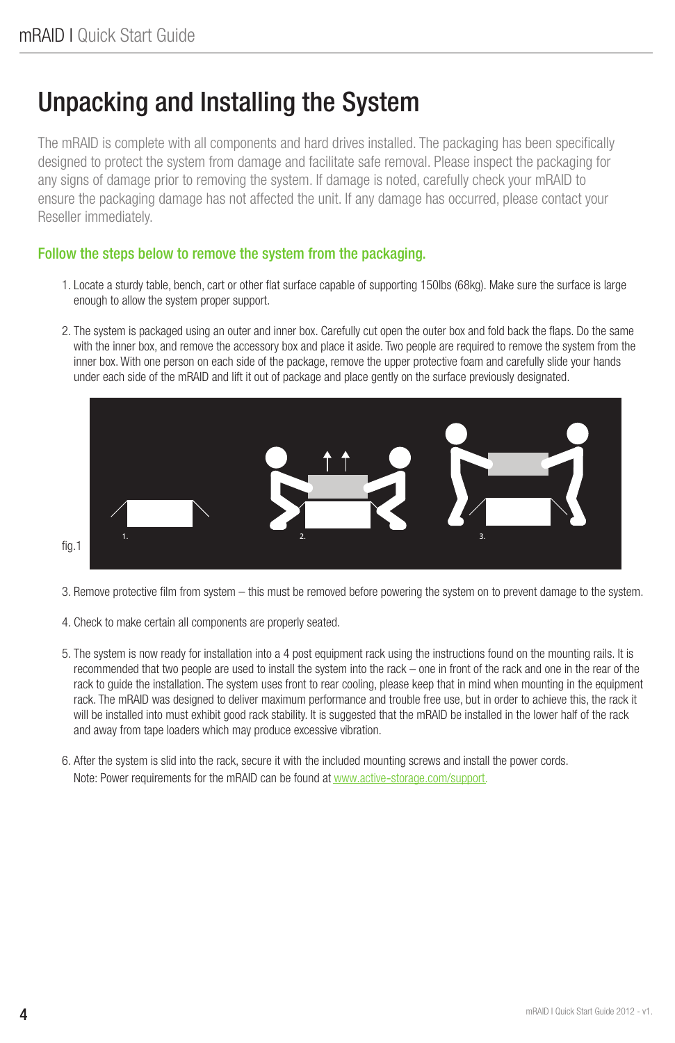# Unpacking and Installing the System

The mRAID is complete with all components and hard drives installed. The packaging has been specifically designed to protect the system from damage and facilitate safe removal. Please inspect the packaging for any signs of damage prior to removing the system. If damage is noted, carefully check your mRAID to ensure the packaging damage has not affected the unit. If any damage has occurred, please contact your Reseller immediately.

## Follow the steps below to remove the system from the packaging.

1. Locate a sturdy table, bench, cart or other flat surface capable of supporting 150lbs (68kg). Make sure the surface is large enough to allow the system proper support.

2. The system is packaged using an outer and inner box. Carefully cut open the outer box and fold back the flaps. Do the same with the inner box, and remove the accessory box and place it aside. Two people are required to remove the system from the inner box. With one person on each side of the package, remove the upper protective foam and carefully slide your hands under each side of the mRAID and lift it out of package and place gently on the surface previously designated.

fig.1

3. Remove protective film from system – this must be removed before powering the system on to prevent damage to the system.

4. Check to make certain all components are properly seated.

5. The system is now ready for installation into a 4 post equipment rack using the instructions found on the mounting rails. It is recommended that two people are used to install the system into the rack – one in front of the rack and one in the rear of the rack to guide the installation. The system uses front to rear cooling, please keep that in mind when mounting in the equipment rack. The mRAID was designed to deliver maximum performance and trouble free use, but in order to achieve this, the rack it will be installed into must exhibit good rack stability. It is suggested that the mRAID be installed in the lower half of the rack and away from tape loaders which may produce excessive vibration.

6. After the system is slid into the rack, secure it with the included mounting screws and install the power cords.
   Note: Power requirements for the mRAID can be found at www.active-storage.com/support.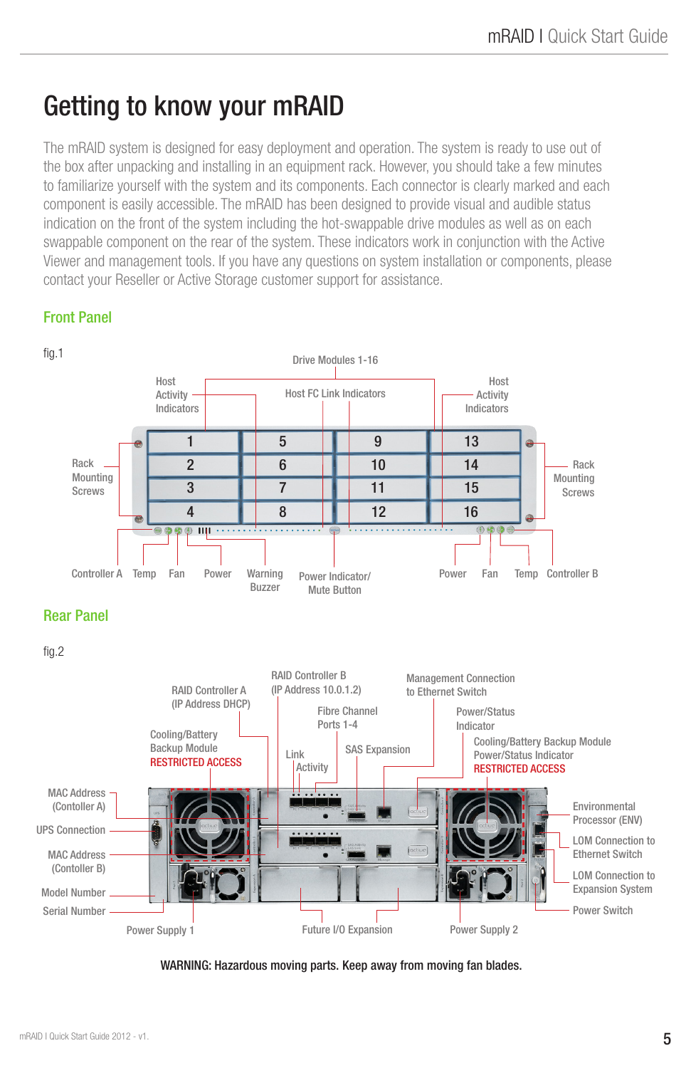# Getting to know your mRAID

The mRAID system is designed for easy deployment and operation. The system is ready to use out of the box after unpacking and installing in an equipment rack. However, you should take a few minutes to familiarize yourself with the system and its components. Each connector is clearly marked and each component is easily accessible. The mRAID has been designed to provide visual and audible status indication on the front of the system including the hot-swappable drive modules as well as on each swappable component on the rear of the system. These indicators work in conjunction with the Active Viewer and management tools. If you have any questions on system installation or components, please contact your Reseller or Active Storage customer support for assistance.

## Front Panel

fig.1

Drive Modules 1-16

Host Activity Indicators

Host FC Link Indicators

Host Activity Indicators

| 1 | 5 | 9 | 13 |
|---|---|---|---|
| 2 | 6 | 10 | 14 |
| 3 | 7 | 11 | 15 |
| 4 | 8 | 12 | 16 |

Rack Mounting Screws

Rack Mounting Screws

Controller A, Temp, Fan, Power, Warning Buzzer, Power Indicator/ Mute Button, Power, Fan, Temp, Controller B

## Rear Panel

fig.2

RAID Controller A (IP Address DHCP)

RAID Controller B (IP Address 10.0.1.2)

Management Connection to Ethernet Switch

Fibre Channel Ports 1-4

Power/Status Indicator

Cooling/Battery Backup Module RESTRICTED ACCESS

Link

Activity

SAS Expansion

Cooling/Battery Backup Module Power/Status Indicator RESTRICTED ACCESS

MAC Address (Contoller A)

UPS Connection

MAC Address (Contoller B)

Model Number

Serial Number

Power Supply 1

Future I/O Expansion

Power Supply 2

Environmental Processor (ENV)

LOM Connection to Ethernet Switch

LOM Connection to Expansion System

Power Switch

WARNING: Hazardous moving parts. Keep away from moving fan blades.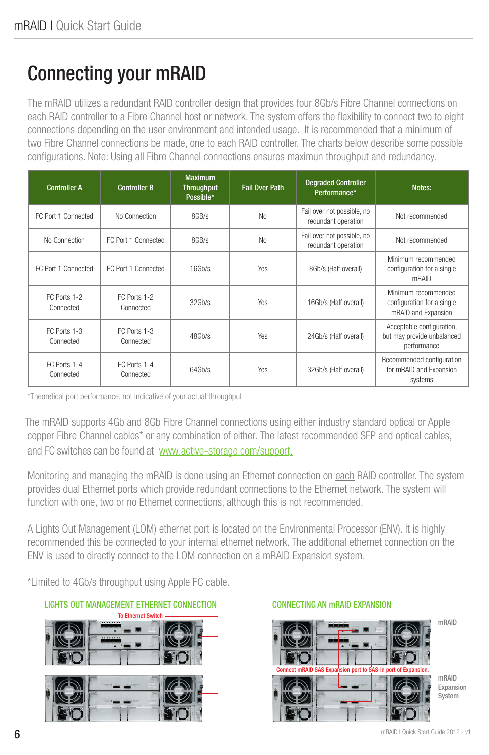# Connecting your mRAID

The mRAID utilizes a redundant RAID controller design that provides four 8Gb/s Fibre Channel connections on each RAID controller to a Fibre Channel host or network. The system offers the flexibility to connect two to eight connections depending on the user environment and intended usage. It is recommended that a minimum of two Fibre Channel connections be made, one to each RAID controller. The charts below describe some possible configurations. Note: Using all Fibre Channel connections ensures maximun throughput and redundancy.

| Controller A | Controller B | Maximum Throughput Possible* | Fail Over Path | Degraded Controller Performance* | Notes: |
|---|---|---|---|---|---|
| FC Port 1 Connected | No Connection | 8GB/s | No | Fail over not possible, no redundant operation | Not recommended |
| No Connection | FC Port 1 Connected | 8GB/s | No | Fail over not possible, no redundant operation | Not recommended |
| FC Port 1 Connected | FC Port 1 Connected | 16Gb/s | Yes | 8Gb/s (Half overall) | Minimum recommended configuration for a single mRAID |
| FC Ports 1-2 Connected | FC Ports 1-2 Connected | 32Gb/s | Yes | 16Gb/s (Half overall) | Minimum recommended configuration for a single mRAID and Expansion |
| FC Ports 1-3 Connected | FC Ports 1-3 Connected | 48Gb/s | Yes | 24Gb/s (Half overall) | Acceptable configuration, but may provide unbalanced performance |
| FC Ports 1-4 Connected | FC Ports 1-4 Connected | 64Gb/s | Yes | 32Gb/s (Half overall) | Recommended configuration for mRAID and Expansion systems |

*Theoretical port performance, not indicative of your actual throughput

The mRAID supports 4Gb and 8Gb Fibre Channel connections using either industry standard optical or Apple copper Fibre Channel cables* or any combination of either. The latest recommended SFP and optical cables, and FC switches can be found at www.active-storage.com/support.

Monitoring and managing the mRAID is done using an Ethernet connection on each RAID controller. The system provides dual Ethernet ports which provide redundant connections to the Ethernet network. The system will function with one, two or no Ethernet connections, although this is not recommended.

A Lights Out Management (LOM) ethernet port is located on the Environmental Processor (ENV). It is highly recommended this be connected to your internal ethernet network. The additional ethernet connection on the ENV is used to directly connect to the LOM connection on a mRAID Expansion system.

*Limited to 4Gb/s throughput using Apple FC cable.

### LIGHTS OUT MANAGEMENT ETHERNET CONNECTION

To Ethernet Switch

### CONNECTING AN mRAID EXPANSION

mRAID

Connect mRAID SAS Expansion port to SAS-In port of Expansion.

mRAID Expansion System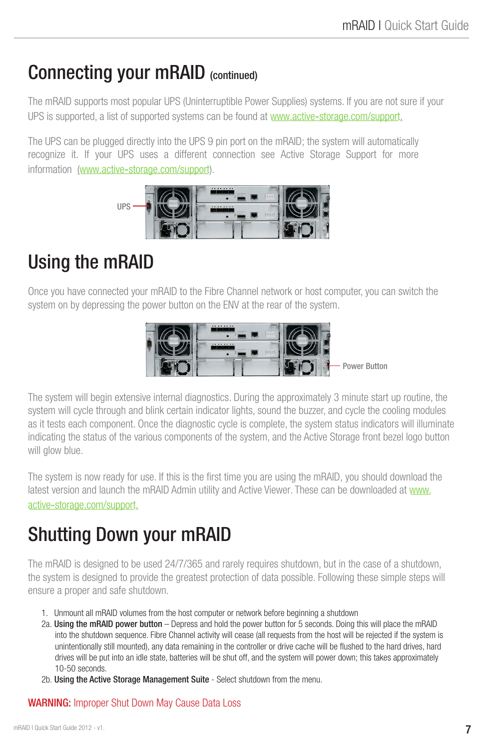# Connecting your mRAID (continued)

The mRAID supports most popular UPS (Uninterruptible Power Supplies) systems. If you are not sure if your UPS is supported, a list of supported systems can be found at www.active-storage.com/support.

The UPS can be plugged directly into the UPS 9 pin port on the mRAID; the system will automatically recognize it. If your UPS uses a different connection see Active Storage Support for more information (www.active-storage.com/support).

UPS

# Using the mRAID

Once you have connected your mRAID to the Fibre Channel network or host computer, you can switch the system on by depressing the power button on the ENV at the rear of the system.

Power Button

The system will begin extensive internal diagnostics. During the approximately 3 minute start up routine, the system will cycle through and blink certain indicator lights, sound the buzzer, and cycle the cooling modules as it tests each component. Once the diagnostic cycle is complete, the system status indicators will illuminate indicating the status of the various components of the system, and the Active Storage front bezel logo button will glow blue.

The system is now ready for use. If this is the first time you are using the mRAID, you should download the latest version and launch the mRAID Admin utility and Active Viewer. These can be downloaded at www.active-storage.com/support.

# Shutting Down your mRAID

The mRAID is designed to be used 24/7/365 and rarely requires shutdown, but in the case of a shutdown, the system is designed to provide the greatest protection of data possible. Following these simple steps will ensure a proper and safe shutdown.

1. Unmount all mRAID volumes from the host computer or network before beginning a shutdown

2a. **Using the mRAID power button** – Depress and hold the power button for 5 seconds. Doing this will place the mRAID into the shutdown sequence. Fibre Channel activity will cease (all requests from the host will be rejected if the system is unintentionally still mounted), any data remaining in the controller or drive cache will be flushed to the hard drives, hard drives will be put into an idle state, batteries will be shut off, and the system will power down; this takes approximately 10-50 seconds.

2b. **Using the Active Storage Management Suite** - Select shutdown from the menu.

**WARNING:** Improper Shut Down May Cause Data Loss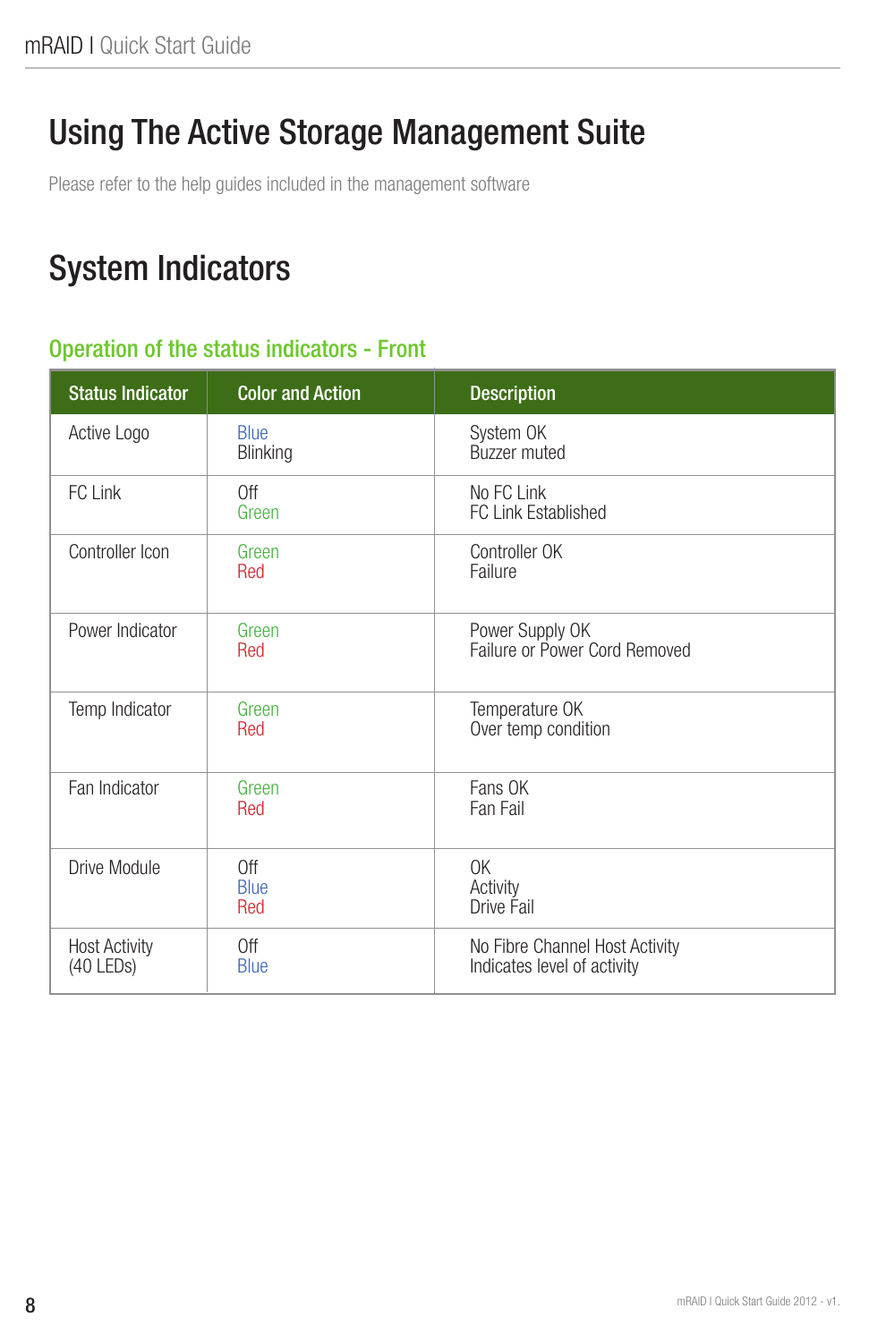# Using The Active Storage Management Suite

Please refer to the help guides included in the management software

# System Indicators

## Operation of the status indicators - Front

| Status Indicator | Color and Action | Description |
|---|---|---|
| Active Logo | Blue<br>Blinking | System OK<br>Buzzer muted |
| FC Link | Off<br>Green | No FC Link<br>FC Link Established |
| Controller Icon | Green<br>Red | Controller OK<br>Failure |
| Power Indicator | Green<br>Red | Power Supply OK<br>Failure or Power Cord Removed |
| Temp Indicator | Green<br>Red | Temperature OK<br>Over temp condition |
| Fan Indicator | Green<br>Red | Fans OK<br>Fan Fail |
| Drive Module | Off<br>Blue<br>Red | OK<br>Activity<br>Drive Fail |
| Host Activity<br>(40 LEDs) | Off<br>Blue | No Fibre Channel Host Activity<br>Indicates level of activity |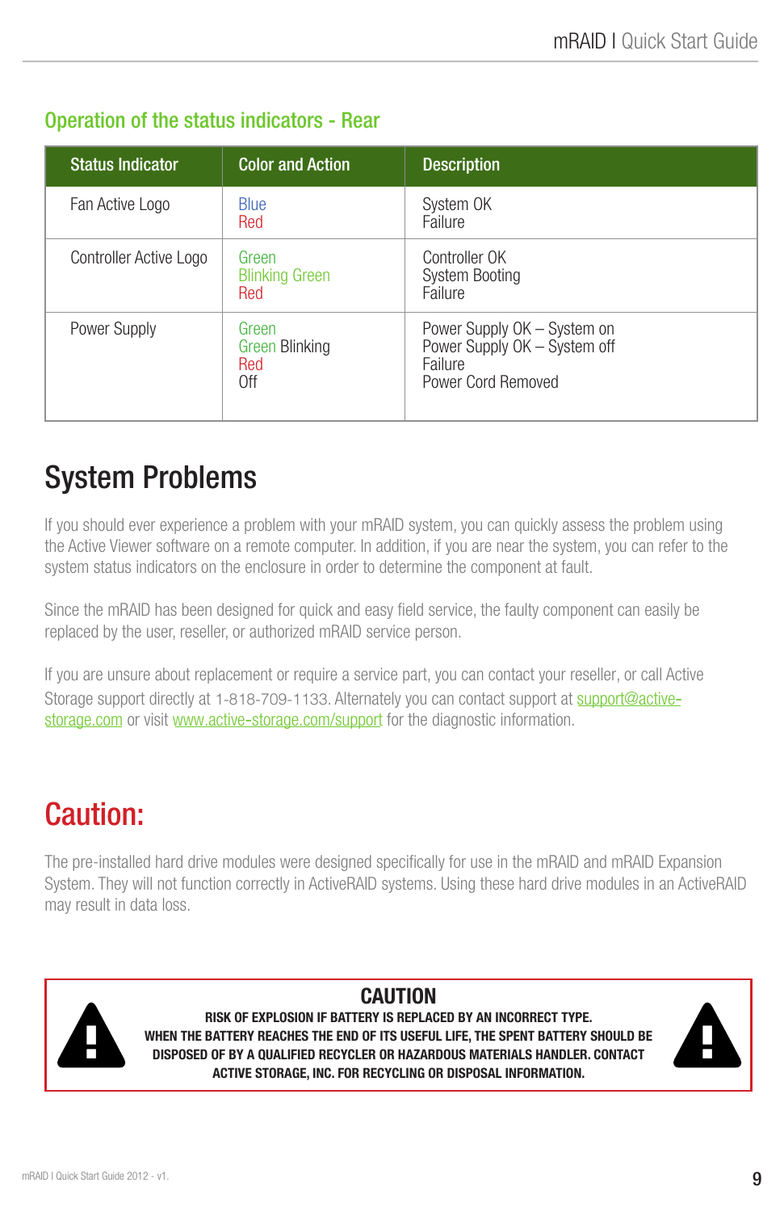## Operation of the status indicators - Rear

| Status Indicator | Color and Action | Description |
| --- | --- | --- |
| Fan Active Logo | Blue<br>Red | System OK<br>Failure |
| Controller Active Logo | Green<br>Blinking Green<br>Red | Controller OK<br>System Booting<br>Failure |
| Power Supply | Green<br>Green Blinking<br>Red<br>Off | Power Supply OK – System on<br>Power Supply OK – System off<br>Failure<br>Power Cord Removed |

# System Problems

If you should ever experience a problem with your mRAID system, you can quickly assess the problem using the Active Viewer software on a remote computer. In addition, if you are near the system, you can refer to the system status indicators on the enclosure in order to determine the component at fault.

Since the mRAID has been designed for quick and easy field service, the faulty component can easily be replaced by the user, reseller, or authorized mRAID service person.

If you are unsure about replacement or require a service part, you can contact your reseller, or call Active Storage support directly at 1-818-709-1133. Alternately you can contact support at support@active-storage.com or visit www.active-storage.com/support for the diagnostic information.

# Caution:

The pre-installed hard drive modules were designed specifically for use in the mRAID and mRAID Expansion System. They will not function correctly in ActiveRAID systems. Using these hard drive modules in an ActiveRAID may result in data loss.

**CAUTION**

**RISK OF EXPLOSION IF BATTERY IS REPLACED BY AN INCORRECT TYPE.**
**WHEN THE BATTERY REACHES THE END OF ITS USEFUL LIFE, THE SPENT BATTERY SHOULD BE DISPOSED OF BY A QUALIFIED RECYCLER OR HAZARDOUS MATERIALS HANDLER. CONTACT ACTIVE STORAGE, INC. FOR RECYCLING OR DISPOSAL INFORMATION.**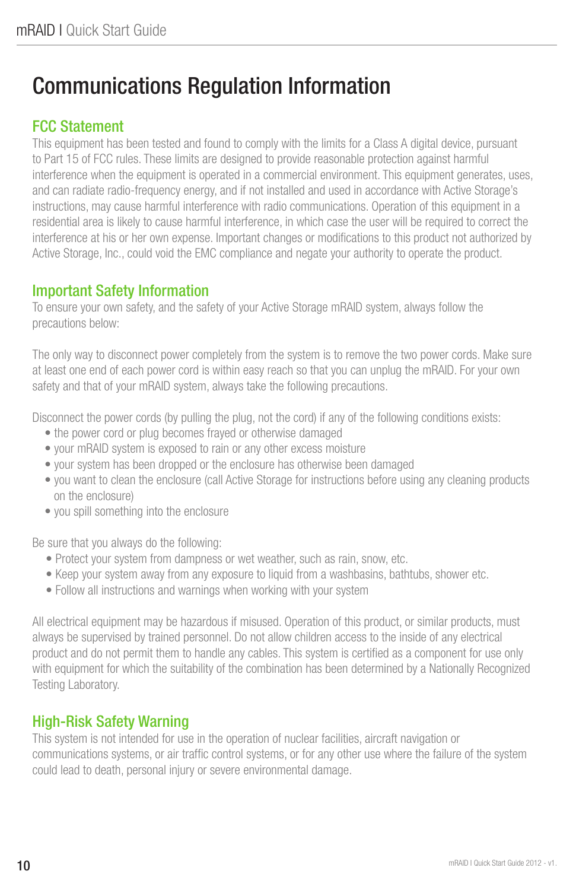# Communications Regulation Information

## FCC Statement

This equipment has been tested and found to comply with the limits for a Class A digital device, pursuant to Part 15 of FCC rules. These limits are designed to provide reasonable protection against harmful interference when the equipment is operated in a commercial environment. This equipment generates, uses, and can radiate radio-frequency energy, and if not installed and used in accordance with Active Storage's instructions, may cause harmful interference with radio communications. Operation of this equipment in a residential area is likely to cause harmful interference, in which case the user will be required to correct the interference at his or her own expense. Important changes or modifications to this product not authorized by Active Storage, Inc., could void the EMC compliance and negate your authority to operate the product.

## Important Safety Information

To ensure your own safety, and the safety of your Active Storage mRAID system, always follow the precautions below:

The only way to disconnect power completely from the system is to remove the two power cords. Make sure at least one end of each power cord is within easy reach so that you can unplug the mRAID. For your own safety and that of your mRAID system, always take the following precautions.

Disconnect the power cords (by pulling the plug, not the cord) if any of the following conditions exists:

- the power cord or plug becomes frayed or otherwise damaged
- your mRAID system is exposed to rain or any other excess moisture
- your system has been dropped or the enclosure has otherwise been damaged
- you want to clean the enclosure (call Active Storage for instructions before using any cleaning products on the enclosure)
- you spill something into the enclosure

Be sure that you always do the following:

- Protect your system from dampness or wet weather, such as rain, snow, etc.
- Keep your system away from any exposure to liquid from a washbasins, bathtubs, shower etc.
- Follow all instructions and warnings when working with your system

All electrical equipment may be hazardous if misused. Operation of this product, or similar products, must always be supervised by trained personnel. Do not allow children access to the inside of any electrical product and do not permit them to handle any cables. This system is certified as a component for use only with equipment for which the suitability of the combination has been determined by a Nationally Recognized Testing Laboratory.

## High-Risk Safety Warning

This system is not intended for use in the operation of nuclear facilities, aircraft navigation or communications systems, or air traffic control systems, or for any other use where the failure of the system could lead to death, personal injury or severe environmental damage.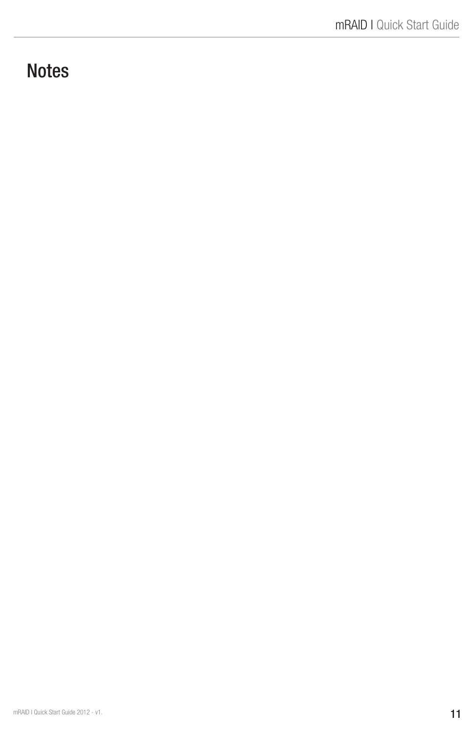# Notes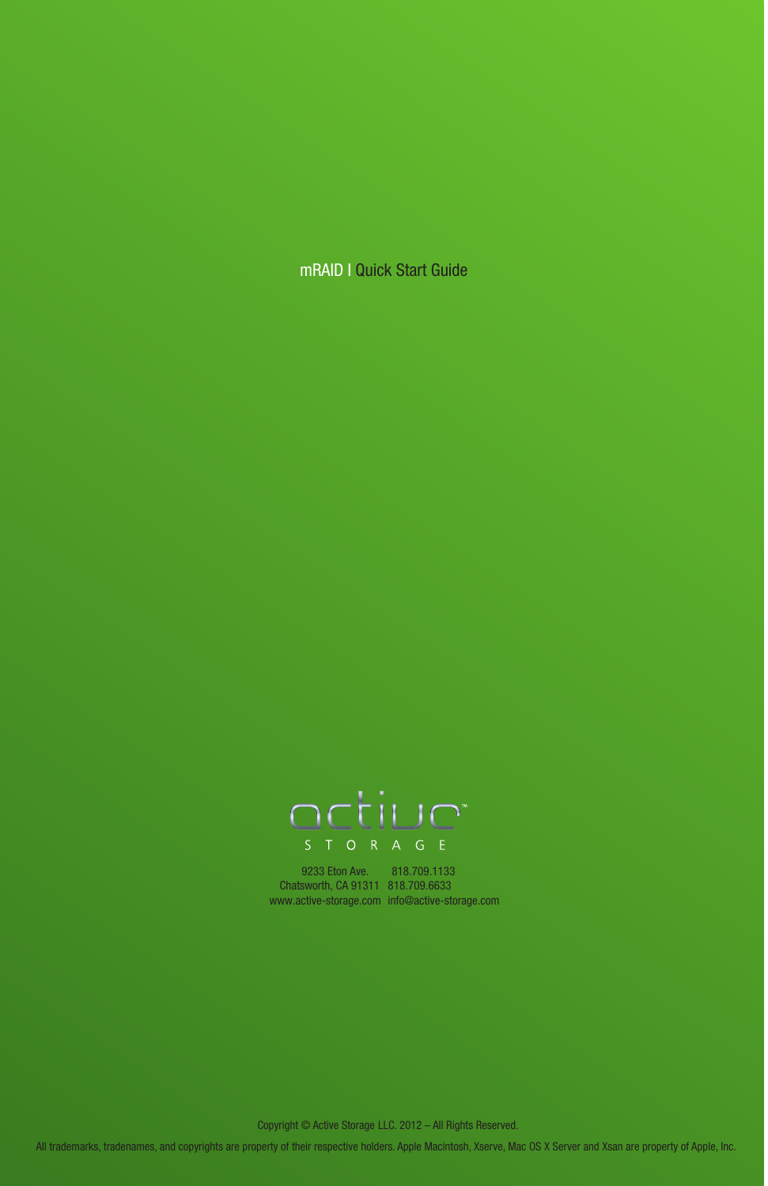mRAID | Quick Start Guide

active™

STORAGE

9233 Eton Ave.
Chatsworth, CA 91311
www.active-storage.com

818.709.1133
818.709.6633
info@active-storage.com

Copyright © Active Storage LLC. 2012 – All Rights Reserved.

All trademarks, tradenames, and copyrights are property of their respective holders. Apple Macintosh, Xserve, Mac OS X Server and Xsan are property of Apple, Inc.